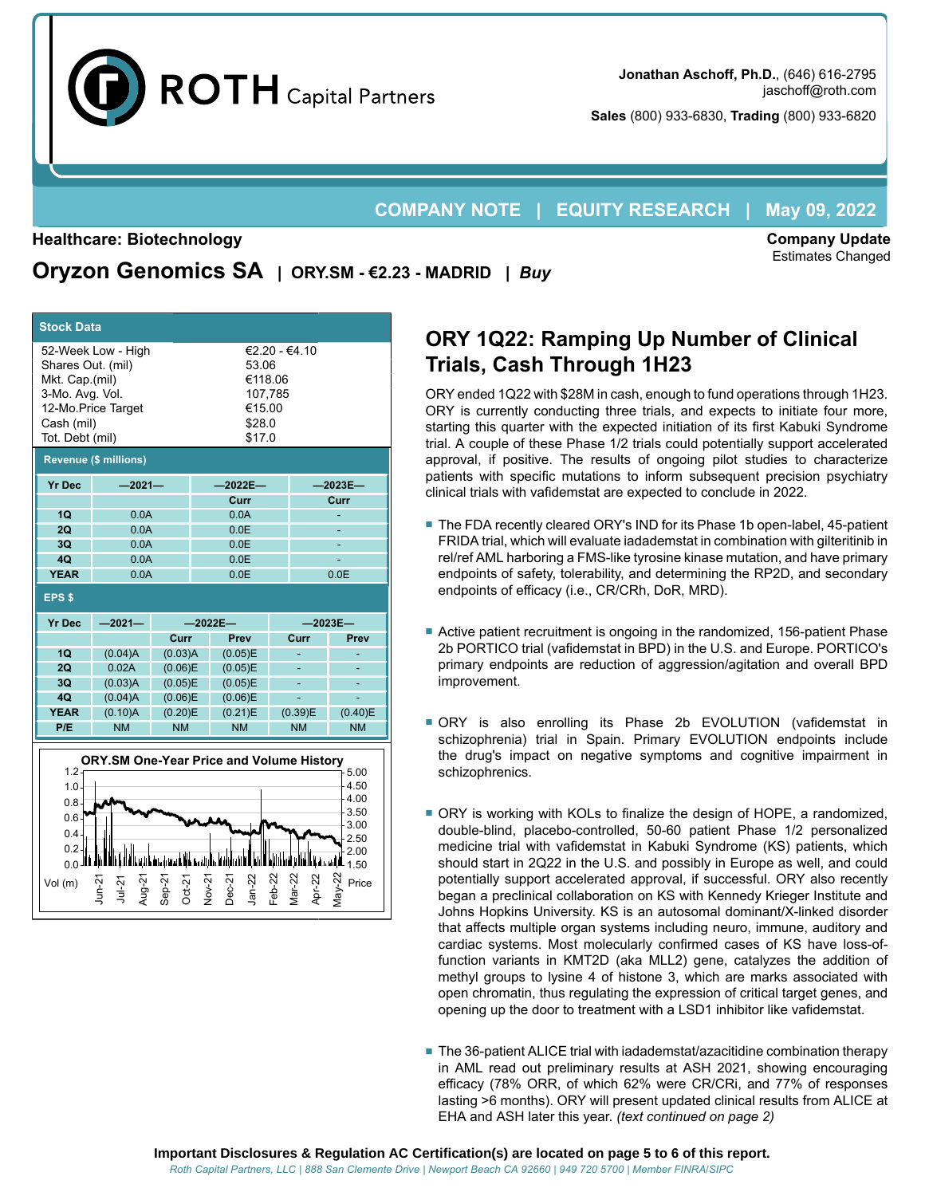Jonathan Aschoff, Ph.D., (646) 616-2795
jaschoff@roth.com

**Sales** (800) 933-6830, **Trading** (800) 933-6820

**COMPANY NOTE | EQUITY RESEARCH | May 09, 2022**

**Healthcare: Biotechnology**

**Company Update**
Estimates Changed

# Oryzon Genomics SA | ORY.SM - €2.23 - MADRID | *Buy*

| Stock Data | |
|---|---|
| 52-Week Low - High | €2.20 - €4.10 |
| Shares Out. (mil) | 53.06 |
| Mkt. Cap.(mil) | €118.06 |
| 3-Mo. Avg. Vol. | 107,785 |
| 12-Mo.Price Target | €15.00 |
| Cash (mil) | $28.0 |
| Tot. Debt (mil) | $17.0 |

**Revenue ($ millions)**

| Yr Dec | —2021— | —2022E— | —2023E— |
|---|---|---|---|
| | | Curr | Curr |
| 1Q | 0.0A | 0.0A | - |
| 2Q | 0.0A | 0.0E | - |
| 3Q | 0.0A | 0.0E | - |
| 4Q | 0.0A | 0.0E | - |
| YEAR | 0.0A | 0.0E | 0.0E |

**EPS $**

| Yr Dec | —2021— | —2022E— | | —2023E— | |
|---|---|---|---|---|---|
| | | Curr | Prev | Curr | Prev |
| 1Q | (0.04)A | (0.03)A | (0.05)E | - | - |
| 2Q | 0.02A | (0.06)E | (0.05)E | - | - |
| 3Q | (0.03)A | (0.05)E | (0.05)E | - | - |
| 4Q | (0.04)A | (0.06)E | (0.06)E | - | - |
| YEAR | (0.10)A | (0.20)E | (0.21)E | (0.39)E | (0.40)E |
| P/E | NM | NM | NM | NM | NM |

**ORY.SM One-Year Price and Volume History**

## ORY 1Q22: Ramping Up Number of Clinical Trials, Cash Through 1H23

ORY ended 1Q22 with $28M in cash, enough to fund operations through 1H23. ORY is currently conducting three trials, and expects to initiate four more, starting this quarter with the expected initiation of its first Kabuki Syndrome trial. A couple of these Phase 1/2 trials could potentially support accelerated approval, if positive. The results of ongoing pilot studies to characterize patients with specific mutations to inform subsequent precision psychiatry clinical trials with vafidemstat are expected to conclude in 2022.

- The FDA recently cleared ORY's IND for its Phase 1b open-label, 45-patient FRIDA trial, which will evaluate iadademstat in combination with gilteritinib in rel/ref AML harboring a FMS-like tyrosine kinase mutation, and have primary endpoints of safety, tolerability, and determining the RP2D, and secondary endpoints of efficacy (i.e., CR/CRh, DoR, MRD).

- Active patient recruitment is ongoing in the randomized, 156-patient Phase 2b PORTICO trial (vafidemstat in BPD) in the U.S. and Europe. PORTICO's primary endpoints are reduction of aggression/agitation and overall BPD improvement.

- ORY is also enrolling its Phase 2b EVOLUTION (vafidemstat in schizophrenia) trial in Spain. Primary EVOLUTION endpoints include the drug's impact on negative symptoms and cognitive impairment in schizophrenics.

- ORY is working with KOLs to finalize the design of HOPE, a randomized, double-blind, placebo-controlled, 50-60 patient Phase 1/2 personalized medicine trial with vafidemstat in Kabuki Syndrome (KS) patients, which should start in 2Q22 in the U.S. and possibly in Europe as well, and could potentially support accelerated approval, if successful. ORY also recently began a preclinical collaboration on KS with Kennedy Krieger Institute and Johns Hopkins University. KS is an autosomal dominant/X-linked disorder that affects multiple organ systems including neuro, immune, auditory and cardiac systems. Most molecularly confirmed cases of KS have loss-of-function variants in KMT2D (aka MLL2) gene, catalyzes the addition of methyl groups to lysine 4 of histone 3, which are marks associated with open chromatin, thus regulating the expression of critical target genes, and opening up the door to treatment with a LSD1 inhibitor like vafidemstat.

- The 36-patient ALICE trial with iadademstat/azacitidine combination therapy in AML read out preliminary results at ASH 2021, showing encouraging efficacy (78% ORR, of which 62% were CR/CRi, and 77% of responses lasting >6 months). ORY will present updated clinical results from ALICE at EHA and ASH later this year. *(text continued on page 2)*

**Important Disclosures & Regulation AC Certification(s) are located on page 5 to 6 of this report.**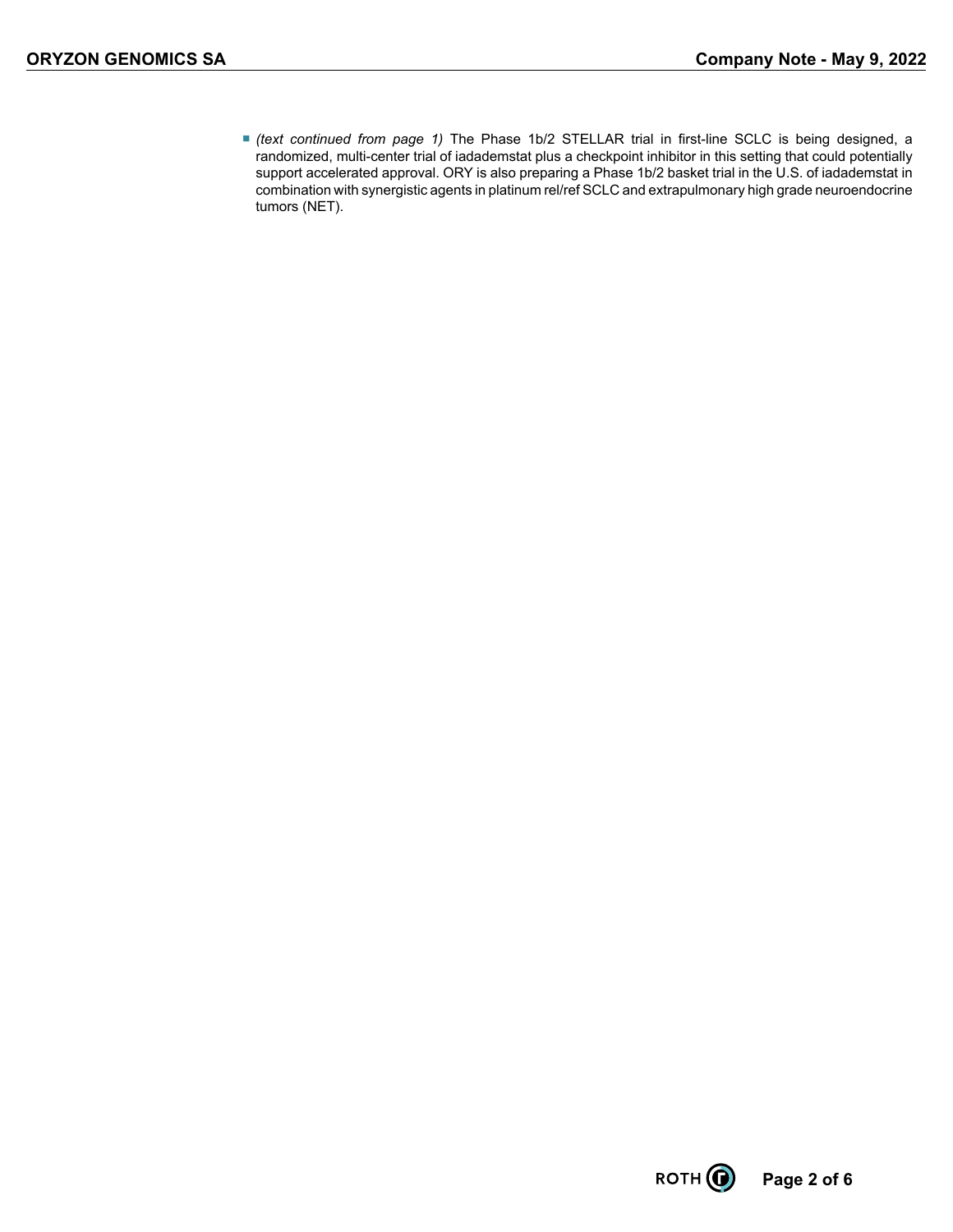- *(text continued from page 1)* The Phase 1b/2 STELLAR trial in first-line SCLC is being designed, a randomized, multi-center trial of iadademstat plus a checkpoint inhibitor in this setting that could potentially support accelerated approval. ORY is also preparing a Phase 1b/2 basket trial in the U.S. of iadademstat in combination with synergistic agents in platinum rel/ref SCLC and extrapulmonary high grade neuroendocrine tumors (NET).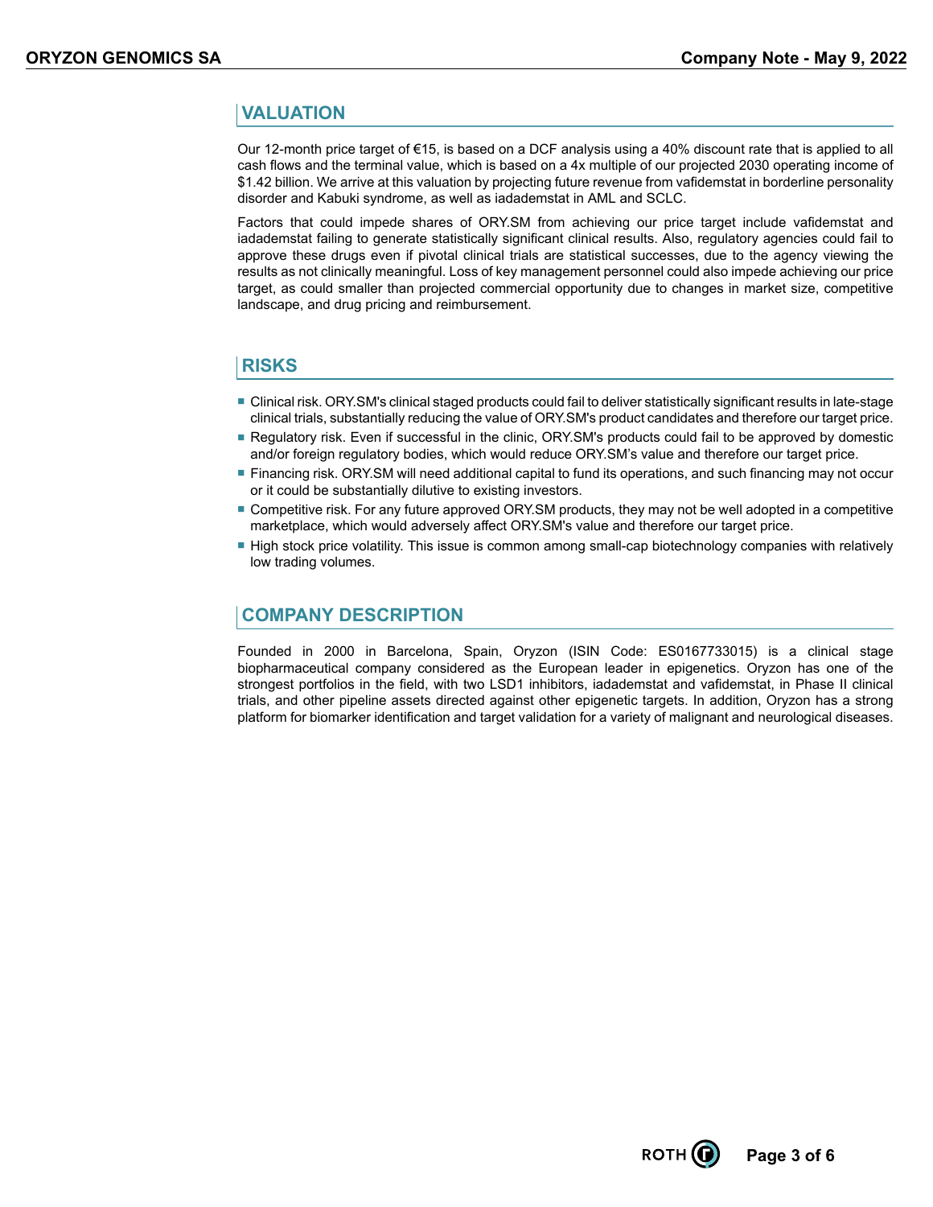## VALUATION

Our 12-month price target of €15, is based on a DCF analysis using a 40% discount rate that is applied to all cash flows and the terminal value, which is based on a 4x multiple of our projected 2030 operating income of $1.42 billion. We arrive at this valuation by projecting future revenue from vafidemstat in borderline personality disorder and Kabuki syndrome, as well as iadademstat in AML and SCLC.

Factors that could impede shares of ORY.SM from achieving our price target include vafidemstat and iadademstat failing to generate statistically significant clinical results. Also, regulatory agencies could fail to approve these drugs even if pivotal clinical trials are statistical successes, due to the agency viewing the results as not clinically meaningful. Loss of key management personnel could also impede achieving our price target, as could smaller than projected commercial opportunity due to changes in market size, competitive landscape, and drug pricing and reimbursement.

## RISKS

- Clinical risk. ORY.SM's clinical staged products could fail to deliver statistically significant results in late-stage clinical trials, substantially reducing the value of ORY.SM's product candidates and therefore our target price.
- Regulatory risk. Even if successful in the clinic, ORY.SM's products could fail to be approved by domestic and/or foreign regulatory bodies, which would reduce ORY.SM's value and therefore our target price.
- Financing risk. ORY.SM will need additional capital to fund its operations, and such financing may not occur or it could be substantially dilutive to existing investors.
- Competitive risk. For any future approved ORY.SM products, they may not be well adopted in a competitive marketplace, which would adversely affect ORY.SM's value and therefore our target price.
- High stock price volatility. This issue is common among small-cap biotechnology companies with relatively low trading volumes.

## COMPANY DESCRIPTION

Founded in 2000 in Barcelona, Spain, Oryzon (ISIN Code: ES0167733015) is a clinical stage biopharmaceutical company considered as the European leader in epigenetics. Oryzon has one of the strongest portfolios in the field, with two LSD1 inhibitors, iadademstat and vafidemstat, in Phase II clinical trials, and other pipeline assets directed against other epigenetic targets. In addition, Oryzon has a strong platform for biomarker identification and target validation for a variety of malignant and neurological diseases.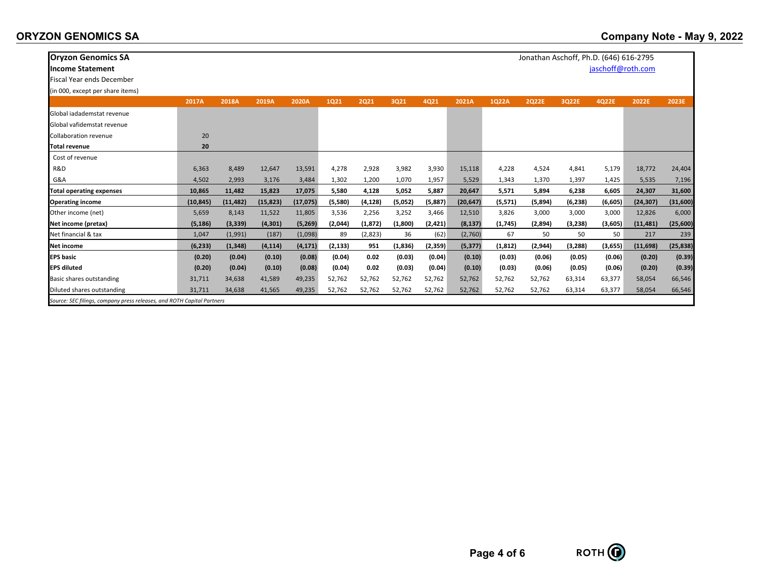**Oryzon Genomics SA**
**Income Statement**
Fiscal Year ends December
(in 000, except per share items)

Jonathan Aschoff, Ph.D. (646) 616-2795
jaschoff@roth.com

| | 2017A | 2018A | 2019A | 2020A | 1Q21 | 2Q21 | 3Q21 | 4Q21 | 2021A | 1Q22A | 2Q22E | 3Q22E | 4Q22E | 2022E | 2023E |
|---|---|---|---|---|---|---|---|---|---|---|---|---|---|---|---|
| Global iadademstat revenue | | | | | | | | | | | | | | | |
| Global vafidemstat revenue | | | | | | | | | | | | | | | |
| Collaboration revenue | 20 | | | | | | | | | | | | | | |
| **Total revenue** | **20** | | | | | | | | | | | | | | |
| Cost of revenue | | | | | | | | | | | | | | | |
| R&D | 6,363 | 8,489 | 12,647 | 13,591 | 4,278 | 2,928 | 3,982 | 3,930 | 15,118 | 4,228 | 4,524 | 4,841 | 5,179 | 18,772 | 24,404 |
| G&A | 4,502 | 2,993 | 3,176 | 3,484 | 1,302 | 1,200 | 1,070 | 1,957 | 5,529 | 1,343 | 1,370 | 1,397 | 1,425 | 5,535 | 7,196 |
| **Total operating expenses** | **10,865** | **11,482** | **15,823** | **17,075** | **5,580** | **4,128** | **5,052** | **5,887** | **20,647** | **5,571** | **5,894** | **6,238** | **6,605** | **24,307** | **31,600** |
| **Operating income** | **(10,845)** | **(11,482)** | **(15,823)** | **(17,075)** | **(5,580)** | **(4,128)** | **(5,052)** | **(5,887)** | **(20,647)** | **(5,571)** | **(5,894)** | **(6,238)** | **(6,605)** | **(24,307)** | **(31,600)** |
| Other income (net) | 5,659 | 8,143 | 11,522 | 11,805 | 3,536 | 2,256 | 3,252 | 3,466 | 12,510 | 3,826 | 3,000 | 3,000 | 3,000 | 12,826 | 6,000 |
| **Net income (pretax)** | **(5,186)** | **(3,339)** | **(4,301)** | **(5,269)** | **(2,044)** | **(1,872)** | **(1,800)** | **(2,421)** | **(8,137)** | **(1,745)** | **(2,894)** | **(3,238)** | **(3,605)** | **(11,481)** | **(25,600)** |
| Net financial & tax | 1,047 | (1,991) | (187) | (1,098) | 89 | (2,823) | 36 | (62) | (2,760) | 67 | 50 | 50 | 50 | 217 | 239 |
| **Net income** | **(6,233)** | **(1,348)** | **(4,114)** | **(4,171)** | **(2,133)** | **951** | **(1,836)** | **(2,359)** | **(5,377)** | **(1,812)** | **(2,944)** | **(3,288)** | **(3,655)** | **(11,698)** | **(25,838)** |
| **EPS basic** | **(0.20)** | **(0.04)** | **(0.10)** | **(0.08)** | **(0.04)** | **0.02** | **(0.03)** | **(0.04)** | **(0.10)** | **(0.03)** | **(0.06)** | **(0.05)** | **(0.06)** | **(0.20)** | **(0.39)** |
| **EPS diluted** | **(0.20)** | **(0.04)** | **(0.10)** | **(0.08)** | **(0.04)** | **0.02** | **(0.03)** | **(0.04)** | **(0.10)** | **(0.03)** | **(0.06)** | **(0.05)** | **(0.06)** | **(0.20)** | **(0.39)** |
| Basic shares outstanding | 31,711 | 34,638 | 41,589 | 49,235 | 52,762 | 52,762 | 52,762 | 52,762 | 52,762 | 52,762 | 52,762 | 63,314 | 63,377 | 58,054 | 66,546 |
| Diluted shares outstanding | 31,711 | 34,638 | 41,565 | 49,235 | 52,762 | 52,762 | 52,762 | 52,762 | 52,762 | 52,762 | 52,762 | 63,314 | 63,377 | 58,054 | 66,546 |

*Source: SEC filings, company press releases, and ROTH Capital Partners*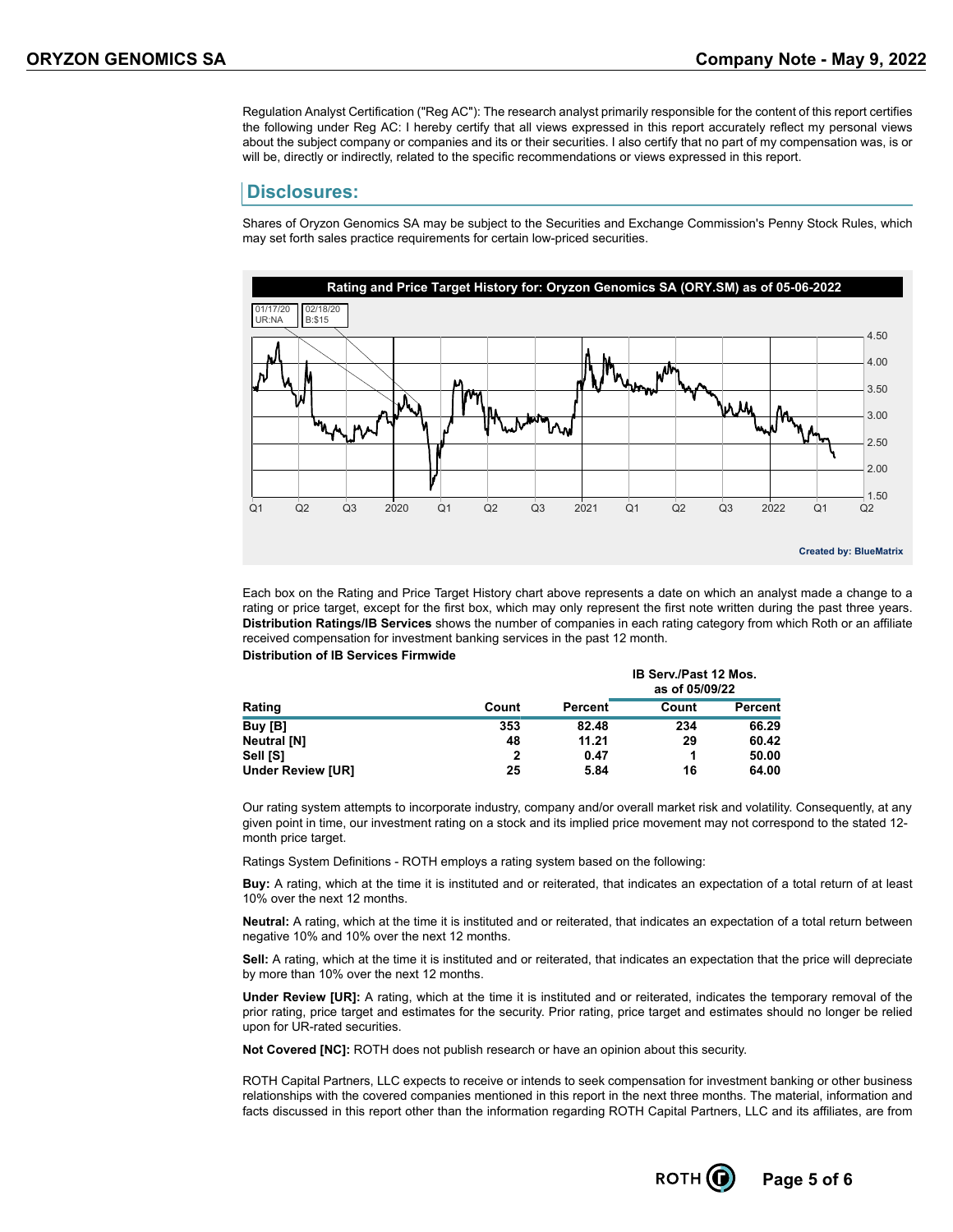Regulation Analyst Certification ("Reg AC"): The research analyst primarily responsible for the content of this report certifies the following under Reg AC: I hereby certify that all views expressed in this report accurately reflect my personal views about the subject company or companies and its or their securities. I also certify that no part of my compensation was, is or will be, directly or indirectly, related to the specific recommendations or views expressed in this report.

## Disclosures:

Shares of Oryzon Genomics SA may be subject to the Securities and Exchange Commission's Penny Stock Rules, which may set forth sales practice requirements for certain low-priced securities.

**Rating and Price Target History for: Oryzon Genomics SA (ORY.SM) as of 05-06-2022**

01/17/20 UR:NA | 02/18/20 B:$15

Created by: BlueMatrix

Each box on the Rating and Price Target History chart above represents a date on which an analyst made a change to a rating or price target, except for the first box, which may only represent the first note written during the past three years. **Distribution Ratings/IB Services** shows the number of companies in each rating category from which Roth or an affiliate received compensation for investment banking services in the past 12 month.

**Distribution of IB Services Firmwide**

| | | | IB Serv./Past 12 Mos. as of 05/09/22 | |
|---|---|---|---|---|
| **Rating** | **Count** | **Percent** | **Count** | **Percent** |
| **Buy [B]** | **353** | **82.48** | **234** | **66.29** |
| **Neutral [N]** | **48** | **11.21** | **29** | **60.42** |
| **Sell [S]** | **2** | **0.47** | **1** | **50.00** |
| **Under Review [UR]** | **25** | **5.84** | **16** | **64.00** |

Our rating system attempts to incorporate industry, company and/or overall market risk and volatility. Consequently, at any given point in time, our investment rating on a stock and its implied price movement may not correspond to the stated 12-month price target.

Ratings System Definitions - ROTH employs a rating system based on the following:

**Buy:** A rating, which at the time it is instituted and or reiterated, that indicates an expectation of a total return of at least 10% over the next 12 months.

**Neutral:** A rating, which at the time it is instituted and or reiterated, that indicates an expectation of a total return between negative 10% and 10% over the next 12 months.

**Sell:** A rating, which at the time it is instituted and or reiterated, that indicates an expectation that the price will depreciate by more than 10% over the next 12 months.

**Under Review [UR]:** A rating, which at the time it is instituted and or reiterated, indicates the temporary removal of the prior rating, price target and estimates for the security. Prior rating, price target and estimates should no longer be relied upon for UR-rated securities.

**Not Covered [NC]:** ROTH does not publish research or have an opinion about this security.

ROTH Capital Partners, LLC expects to receive or intends to seek compensation for investment banking or other business relationships with the covered companies mentioned in this report in the next three months. The material, information and facts discussed in this report other than the information regarding ROTH Capital Partners, LLC and its affiliates, are from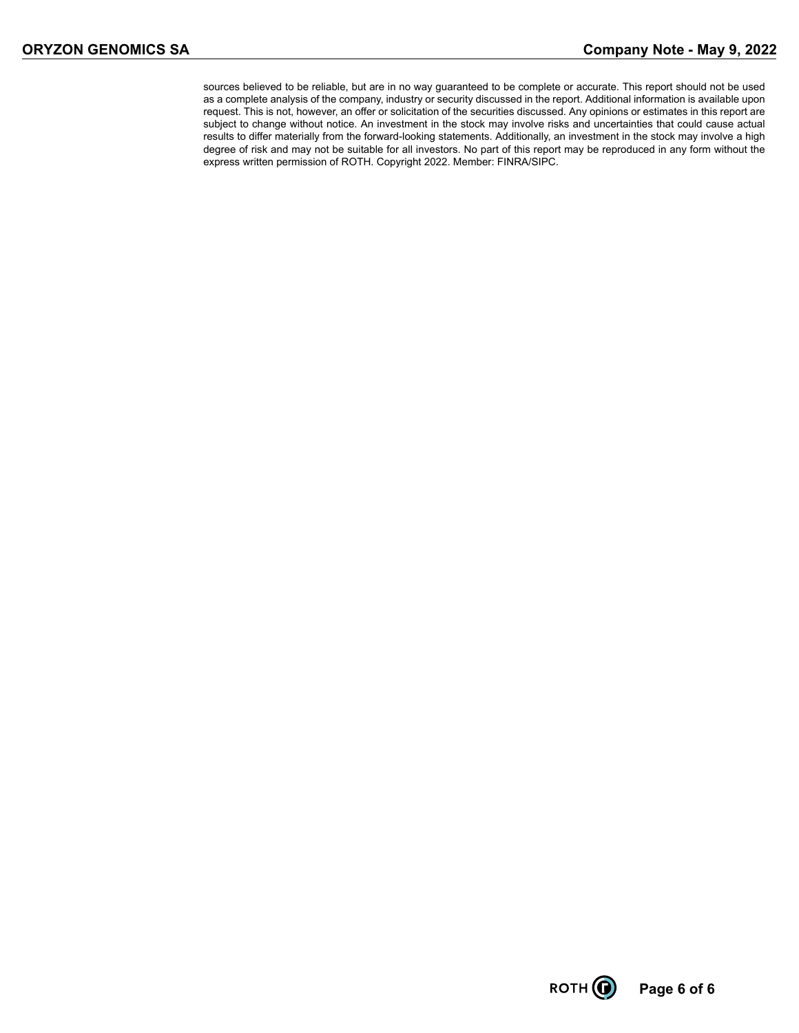sources believed to be reliable, but are in no way guaranteed to be complete or accurate. This report should not be used as a complete analysis of the company, industry or security discussed in the report. Additional information is available upon request. This is not, however, an offer or solicitation of the securities discussed. Any opinions or estimates in this report are subject to change without notice. An investment in the stock may involve risks and uncertainties that could cause actual results to differ materially from the forward-looking statements. Additionally, an investment in the stock may involve a high degree of risk and may not be suitable for all investors. No part of this report may be reproduced in any form without the express written permission of ROTH. Copyright 2022. Member: FINRA/SIPC.